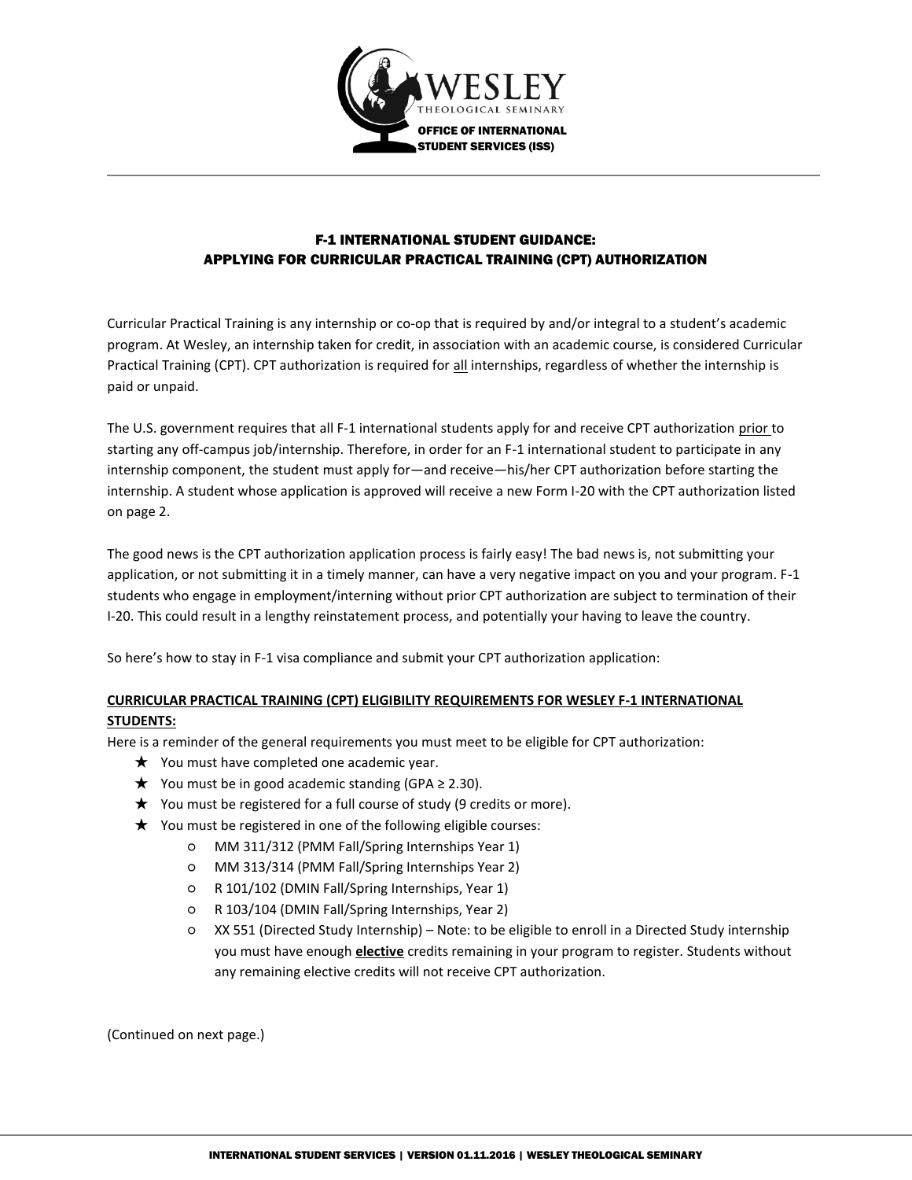WESLEY THEOLOGICAL SEMINARY

OFFICE OF INTERNATIONAL STUDENT SERVICES (ISS)

# F-1 INTERNATIONAL STUDENT GUIDANCE: APPLYING FOR CURRICULAR PRACTICAL TRAINING (CPT) AUTHORIZATION

Curricular Practical Training is any internship or co-op that is required by and/or integral to a student's academic program. At Wesley, an internship taken for credit, in association with an academic course, is considered Curricular Practical Training (CPT). CPT authorization is required for all internships, regardless of whether the internship is paid or unpaid.

The U.S. government requires that all F-1 international students apply for and receive CPT authorization prior to starting any off-campus job/internship. Therefore, in order for an F-1 international student to participate in any internship component, the student must apply for—and receive—his/her CPT authorization before starting the internship. A student whose application is approved will receive a new Form I-20 with the CPT authorization listed on page 2.

The good news is the CPT authorization application process is fairly easy! The bad news is, not submitting your application, or not submitting it in a timely manner, can have a very negative impact on you and your program. F-1 students who engage in employment/interning without prior CPT authorization are subject to termination of their I-20. This could result in a lengthy reinstatement process, and potentially your having to leave the country.

So here's how to stay in F-1 visa compliance and submit your CPT authorization application:

## CURRICULAR PRACTICAL TRAINING (CPT) ELIGIBILITY REQUIREMENTS FOR WESLEY F-1 INTERNATIONAL STUDENTS:

Here is a reminder of the general requirements you must meet to be eligible for CPT authorization:

- You must have completed one academic year.
- You must be in good academic standing (GPA ≥ 2.30).
- You must be registered for a full course of study (9 credits or more).
- You must be registered in one of the following eligible courses:
  - MM 311/312 (PMM Fall/Spring Internships Year 1)
  - MM 313/314 (PMM Fall/Spring Internships Year 2)
  - R 101/102 (DMIN Fall/Spring Internships, Year 1)
  - R 103/104 (DMIN Fall/Spring Internships, Year 2)
  - XX 551 (Directed Study Internship) – Note: to be eligible to enroll in a Directed Study internship you must have enough **elective** credits remaining in your program to register. Students without any remaining elective credits will not receive CPT authorization.

(Continued on next page.)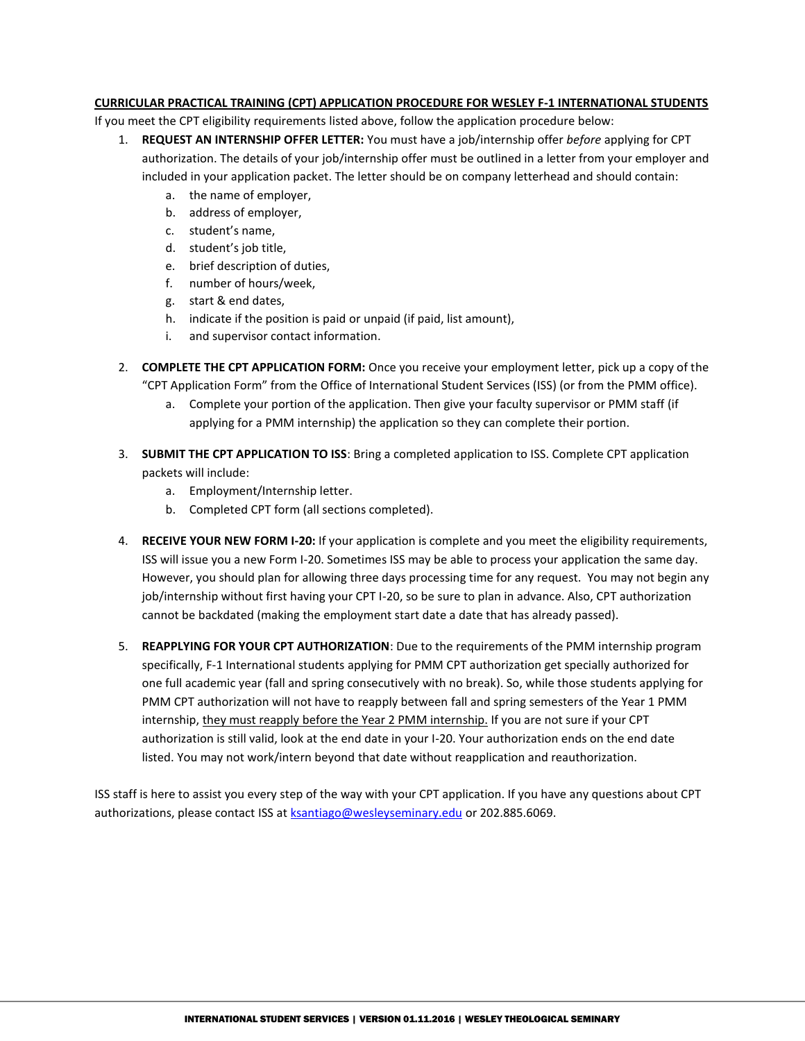**CURRICULAR PRACTICAL TRAINING (CPT) APPLICATION PROCEDURE FOR WESLEY F-1 INTERNATIONAL STUDENTS**

If you meet the CPT eligibility requirements listed above, follow the application procedure below:

1. **REQUEST AN INTERNSHIP OFFER LETTER:** You must have a job/internship offer *before* applying for CPT authorization. The details of your job/internship offer must be outlined in a letter from your employer and included in your application packet. The letter should be on company letterhead and should contain:
   a. the name of employer,
   b. address of employer,
   c. student's name,
   d. student's job title,
   e. brief description of duties,
   f. number of hours/week,
   g. start & end dates,
   h. indicate if the position is paid or unpaid (if paid, list amount),
   i. and supervisor contact information.

2. **COMPLETE THE CPT APPLICATION FORM:** Once you receive your employment letter, pick up a copy of the "CPT Application Form" from the Office of International Student Services (ISS) (or from the PMM office).
   a. Complete your portion of the application. Then give your faculty supervisor or PMM staff (if applying for a PMM internship) the application so they can complete their portion.

3. **SUBMIT THE CPT APPLICATION TO ISS**: Bring a completed application to ISS. Complete CPT application packets will include:
   a. Employment/Internship letter.
   b. Completed CPT form (all sections completed).

4. **RECEIVE YOUR NEW FORM I-20:** If your application is complete and you meet the eligibility requirements, ISS will issue you a new Form I-20. Sometimes ISS may be able to process your application the same day. However, you should plan for allowing three days processing time for any request. You may not begin any job/internship without first having your CPT I-20, so be sure to plan in advance. Also, CPT authorization cannot be backdated (making the employment start date a date that has already passed).

5. **REAPPLYING FOR YOUR CPT AUTHORIZATION**: Due to the requirements of the PMM internship program specifically, F-1 International students applying for PMM CPT authorization get specially authorized for one full academic year (fall and spring consecutively with no break). So, while those students applying for PMM CPT authorization will not have to reapply between fall and spring semesters of the Year 1 PMM internship, <u>they must reapply before the Year 2 PMM internship.</u> If you are not sure if your CPT authorization is still valid, look at the end date in your I-20. Your authorization ends on the end date listed. You may not work/intern beyond that date without reapplication and reauthorization.

ISS staff is here to assist you every step of the way with your CPT application. If you have any questions about CPT authorizations, please contact ISS at ksantiago@wesleyseminary.edu or 202.885.6069.